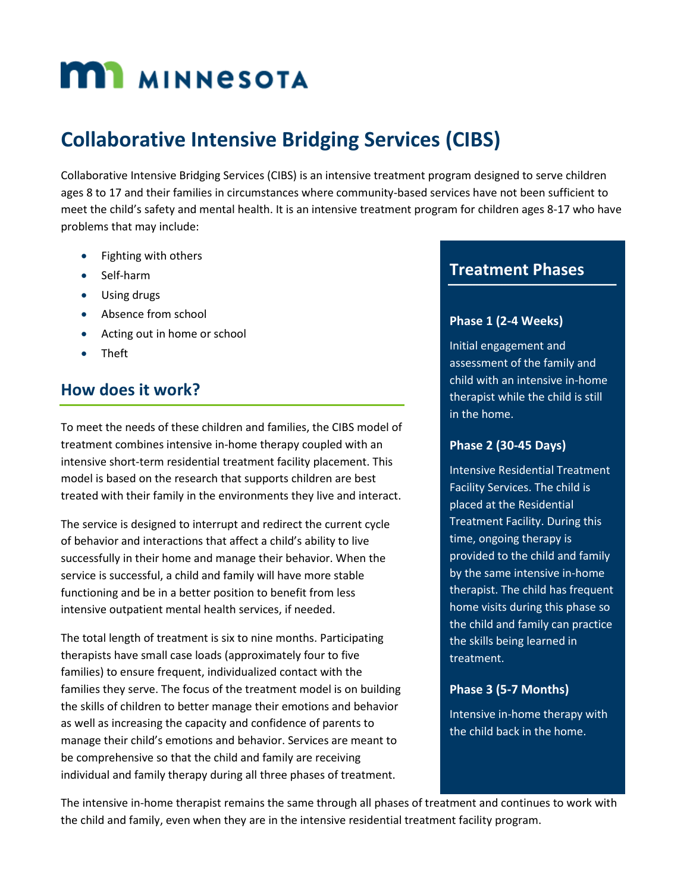# MINNESOTA

# Collaborative Intensive Bridging Services (CIBS)

Collaborative Intensive Bridging Services (CIBS) is an intensive treatment program designed to serve children ages 8 to 17 and their families in circumstances where community-based services have not been sufficient to meet the child's safety and mental health. It is an intensive treatment program for children ages 8-17 who have problems that may include:

- Fighting with others
- Self-harm
- Using drugs
- Absence from school
- Acting out in home or school
- Theft

## How does it work?

To meet the needs of these children and families, the CIBS model of treatment combines intensive in-home therapy coupled with an intensive short-term residential treatment facility placement. This model is based on the research that supports children are best treated with their family in the environments they live and interact.

The service is designed to interrupt and redirect the current cycle of behavior and interactions that affect a child's ability to live successfully in their home and manage their behavior. When the service is successful, a child and family will have more stable functioning and be in a better position to benefit from less intensive outpatient mental health services, if needed.

The total length of treatment is six to nine months. Participating therapists have small case loads (approximately four to five families) to ensure frequent, individualized contact with the families they serve. The focus of the treatment model is on building the skills of children to better manage their emotions and behavior as well as increasing the capacity and confidence of parents to manage their child's emotions and behavior. Services are meant to be comprehensive so that the child and family are receiving individual and family therapy during all three phases of treatment.

The intensive in-home therapist remains the same through all phases of treatment and continues to work with the child and family, even when they are in the intensive residential treatment facility program.

## Treatment Phases

**Phase 1 (2-4 Weeks)**

Initial engagement and assessment of the family and child with an intensive in-home therapist while the child is still in the home.

**Phase 2 (30-45 Days)**

Intensive Residential Treatment Facility Services. The child is placed at the Residential Treatment Facility. During this time, ongoing therapy is provided to the child and family by the same intensive in-home therapist. The child has frequent home visits during this phase so the child and family can practice the skills being learned in treatment.

**Phase 3 (5-7 Months)**

Intensive in-home therapy with the child back in the home.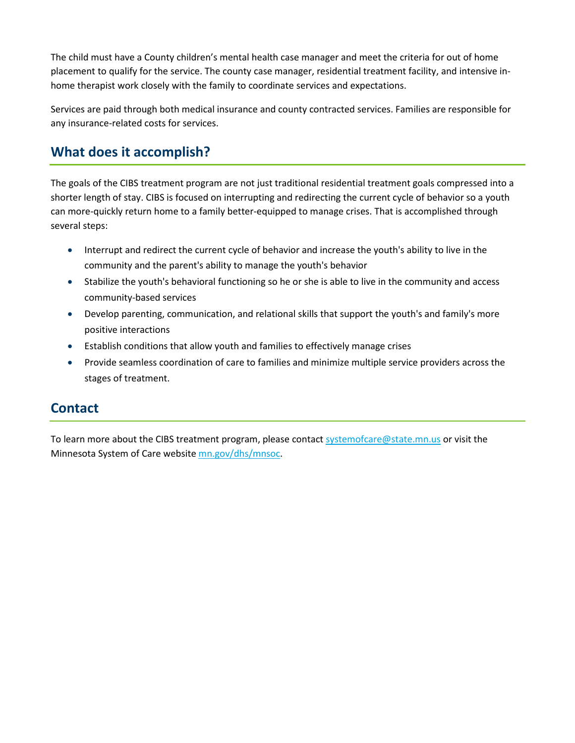The child must have a County children's mental health case manager and meet the criteria for out of home placement to qualify for the service. The county case manager, residential treatment facility, and intensive in-home therapist work closely with the family to coordinate services and expectations.

Services are paid through both medical insurance and county contracted services. Families are responsible for any insurance-related costs for services.

## What does it accomplish?

The goals of the CIBS treatment program are not just traditional residential treatment goals compressed into a shorter length of stay. CIBS is focused on interrupting and redirecting the current cycle of behavior so a youth can more-quickly return home to a family better-equipped to manage crises. That is accomplished through several steps:

- Interrupt and redirect the current cycle of behavior and increase the youth's ability to live in the community and the parent's ability to manage the youth's behavior
- Stabilize the youth's behavioral functioning so he or she is able to live in the community and access community-based services
- Develop parenting, communication, and relational skills that support the youth's and family's more positive interactions
- Establish conditions that allow youth and families to effectively manage crises
- Provide seamless coordination of care to families and minimize multiple service providers across the stages of treatment.

## Contact

To learn more about the CIBS treatment program, please contact [systemofcare@state.mn.us](mailto:systemofcare@state.mn.us) or visit the Minnesota System of Care website [mn.gov/dhs/mnsoc](mn.gov/dhs/mnsoc).